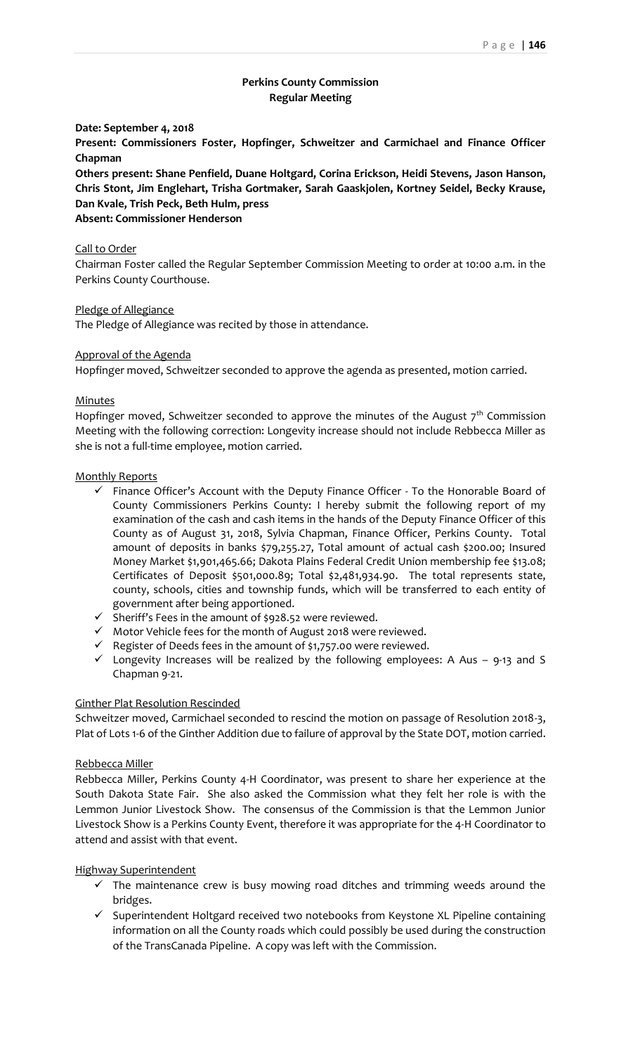## Perkins County Commission
### Regular Meeting

**Date: September 4, 2018**

**Present: Commissioners Foster, Hopfinger, Schweitzer and Carmichael and Finance Officer Chapman**

**Others present: Shane Penfield, Duane Holtgard, Corina Erickson, Heidi Stevens, Jason Hanson, Chris Stont, Jim Englehart, Trisha Gortmaker, Sarah Gaaskjolen, Kortney Seidel, Becky Krause, Dan Kvale, Trish Peck, Beth Hulm, press**

**Absent: Commissioner Henderson**

Call to Order

Chairman Foster called the Regular September Commission Meeting to order at 10:00 a.m. in the Perkins County Courthouse.

Pledge of Allegiance

The Pledge of Allegiance was recited by those in attendance.

Approval of the Agenda

Hopfinger moved, Schweitzer seconded to approve the agenda as presented, motion carried.

Minutes

Hopfinger moved, Schweitzer seconded to approve the minutes of the August 7th Commission Meeting with the following correction: Longevity increase should not include Rebbecca Miller as she is not a full-time employee, motion carried.

Monthly Reports

- ✓ Finance Officer's Account with the Deputy Finance Officer - To the Honorable Board of County Commissioners Perkins County: I hereby submit the following report of my examination of the cash and cash items in the hands of the Deputy Finance Officer of this County as of August 31, 2018, Sylvia Chapman, Finance Officer, Perkins County. Total amount of deposits in banks $79,255.27, Total amount of actual cash $200.00; Insured Money Market $1,901,465.66; Dakota Plains Federal Credit Union membership fee $13.08; Certificates of Deposit $501,000.89; Total $2,481,934.90. The total represents state, county, schools, cities and township funds, which will be transferred to each entity of government after being apportioned.
- ✓ Sheriff's Fees in the amount of $928.52 were reviewed.
- ✓ Motor Vehicle fees for the month of August 2018 were reviewed.
- ✓ Register of Deeds fees in the amount of $1,757.00 were reviewed.
- ✓ Longevity Increases will be realized by the following employees: A Aus – 9-13 and S Chapman 9-21.

Ginther Plat Resolution Rescinded

Schweitzer moved, Carmichael seconded to rescind the motion on passage of Resolution 2018-3, Plat of Lots 1-6 of the Ginther Addition due to failure of approval by the State DOT, motion carried.

Rebbecca Miller

Rebbecca Miller, Perkins County 4-H Coordinator, was present to share her experience at the South Dakota State Fair. She also asked the Commission what they felt her role is with the Lemmon Junior Livestock Show. The consensus of the Commission is that the Lemmon Junior Livestock Show is a Perkins County Event, therefore it was appropriate for the 4-H Coordinator to attend and assist with that event.

Highway Superintendent

- ✓ The maintenance crew is busy mowing road ditches and trimming weeds around the bridges.
- ✓ Superintendent Holtgard received two notebooks from Keystone XL Pipeline containing information on all the County roads which could possibly be used during the construction of the TransCanada Pipeline. A copy was left with the Commission.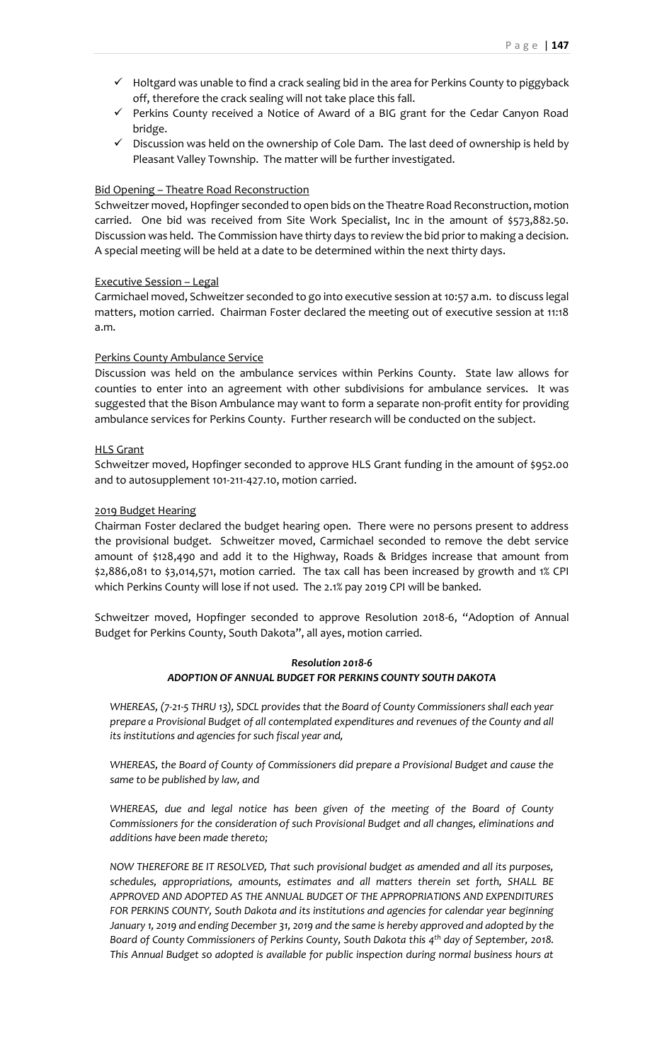- ✓ Holtgard was unable to find a crack sealing bid in the area for Perkins County to piggyback off, therefore the crack sealing will not take place this fall.
- ✓ Perkins County received a Notice of Award of a BIG grant for the Cedar Canyon Road bridge.
- ✓ Discussion was held on the ownership of Cole Dam. The last deed of ownership is held by Pleasant Valley Township. The matter will be further investigated.

Bid Opening – Theatre Road Reconstruction

Schweitzer moved, Hopfinger seconded to open bids on the Theatre Road Reconstruction, motion carried. One bid was received from Site Work Specialist, Inc in the amount of $573,882.50. Discussion was held. The Commission have thirty days to review the bid prior to making a decision. A special meeting will be held at a date to be determined within the next thirty days.

Executive Session – Legal

Carmichael moved, Schweitzer seconded to go into executive session at 10:57 a.m. to discuss legal matters, motion carried. Chairman Foster declared the meeting out of executive session at 11:18 a.m.

Perkins County Ambulance Service

Discussion was held on the ambulance services within Perkins County. State law allows for counties to enter into an agreement with other subdivisions for ambulance services. It was suggested that the Bison Ambulance may want to form a separate non-profit entity for providing ambulance services for Perkins County. Further research will be conducted on the subject.

HLS Grant

Schweitzer moved, Hopfinger seconded to approve HLS Grant funding in the amount of $952.00 and to autosupplement 101-211-427.10, motion carried.

2019 Budget Hearing

Chairman Foster declared the budget hearing open. There were no persons present to address the provisional budget. Schweitzer moved, Carmichael seconded to remove the debt service amount of $128,490 and add it to the Highway, Roads & Bridges increase that amount from $2,886,081 to $3,014,571, motion carried. The tax call has been increased by growth and 1% CPI which Perkins County will lose if not used. The 2.1% pay 2019 CPI will be banked.

Schweitzer moved, Hopfinger seconded to approve Resolution 2018-6, "Adoption of Annual Budget for Perkins County, South Dakota", all ayes, motion carried.

***Resolution 2018-6***

***ADOPTION OF ANNUAL BUDGET FOR PERKINS COUNTY SOUTH DAKOTA***

*WHEREAS, (7-21-5 THRU 13), SDCL provides that the Board of County Commissioners shall each year prepare a Provisional Budget of all contemplated expenditures and revenues of the County and all its institutions and agencies for such fiscal year and,*

*WHEREAS, the Board of County of Commissioners did prepare a Provisional Budget and cause the same to be published by law, and*

*WHEREAS, due and legal notice has been given of the meeting of the Board of County Commissioners for the consideration of such Provisional Budget and all changes, eliminations and additions have been made thereto;*

*NOW THEREFORE BE IT RESOLVED, That such provisional budget as amended and all its purposes, schedules, appropriations, amounts, estimates and all matters therein set forth, SHALL BE APPROVED AND ADOPTED AS THE ANNUAL BUDGET OF THE APPROPRIATIONS AND EXPENDITURES FOR PERKINS COUNTY, South Dakota and its institutions and agencies for calendar year beginning January 1, 2019 and ending December 31, 2019 and the same is hereby approved and adopted by the Board of County Commissioners of Perkins County, South Dakota this 4th day of September, 2018. This Annual Budget so adopted is available for public inspection during normal business hours at*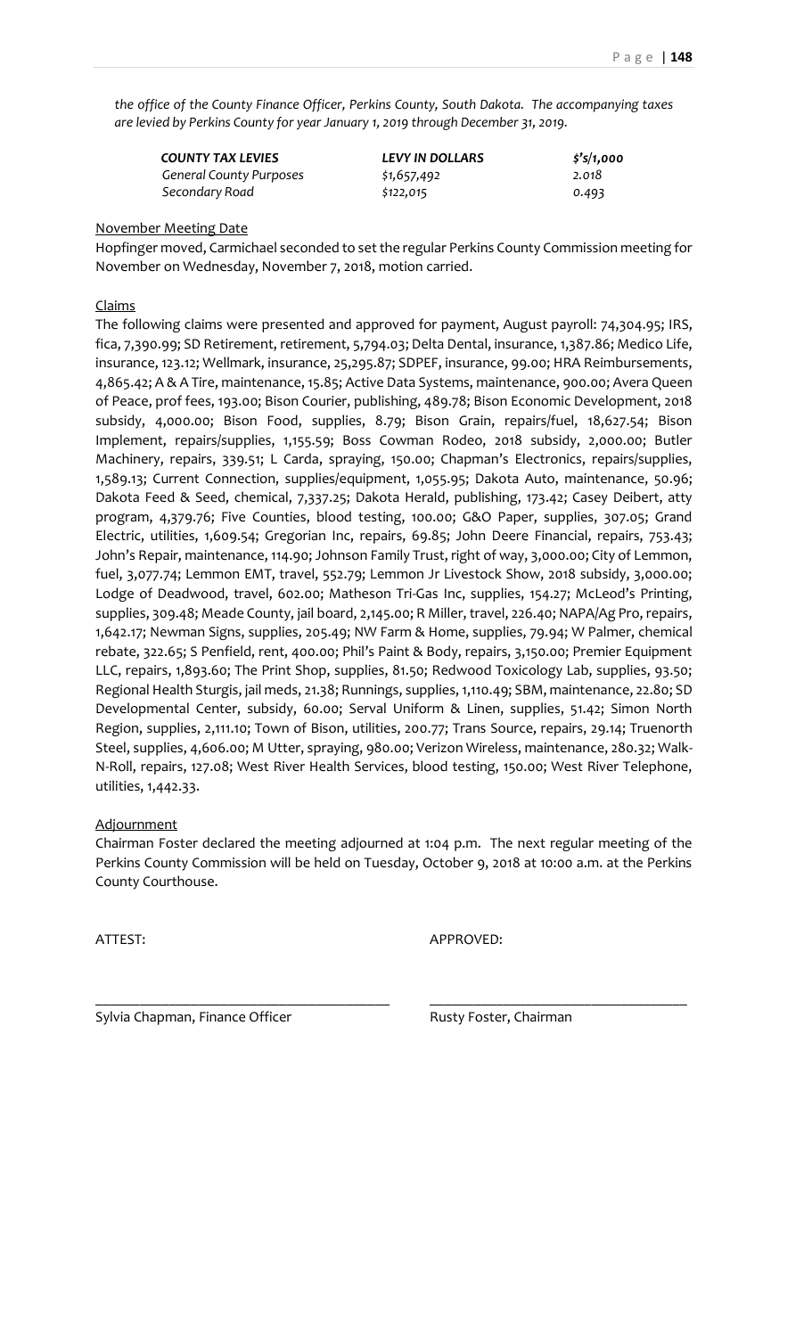*the office of the County Finance Officer, Perkins County, South Dakota. The accompanying taxes are levied by Perkins County for year January 1, 2019 through December 31, 2019.*

| ***COUNTY TAX LEVIES*** | ***LEVY IN DOLLARS*** | ***$'s/1,000*** |
|---|---|---|
| *General County Purposes* | *$1,657,492* | *2.018* |
| *Secondary Road* | *$122,015* | *0.493* |

November Meeting Date

Hopfinger moved, Carmichael seconded to set the regular Perkins County Commission meeting for November on Wednesday, November 7, 2018, motion carried.

Claims

The following claims were presented and approved for payment, August payroll: 74,304.95; IRS, fica, 7,390.99; SD Retirement, retirement, 5,794.03; Delta Dental, insurance, 1,387.86; Medico Life, insurance, 123.12; Wellmark, insurance, 25,295.87; SDPEF, insurance, 99.00; HRA Reimbursements, 4,865.42; A & A Tire, maintenance, 15.85; Active Data Systems, maintenance, 900.00; Avera Queen of Peace, prof fees, 193.00; Bison Courier, publishing, 489.78; Bison Economic Development, 2018 subsidy, 4,000.00; Bison Food, supplies, 8.79; Bison Grain, repairs/fuel, 18,627.54; Bison Implement, repairs/supplies, 1,155.59; Boss Cowman Rodeo, 2018 subsidy, 2,000.00; Butler Machinery, repairs, 339.51; L Carda, spraying, 150.00; Chapman's Electronics, repairs/supplies, 1,589.13; Current Connection, supplies/equipment, 1,055.95; Dakota Auto, maintenance, 50.96; Dakota Feed & Seed, chemical, 7,337.25; Dakota Herald, publishing, 173.42; Casey Deibert, atty program, 4,379.76; Five Counties, blood testing, 100.00; G&O Paper, supplies, 307.05; Grand Electric, utilities, 1,609.54; Gregorian Inc, repairs, 69.85; John Deere Financial, repairs, 753.43; John's Repair, maintenance, 114.90; Johnson Family Trust, right of way, 3,000.00; City of Lemmon, fuel, 3,077.74; Lemmon EMT, travel, 552.79; Lemmon Jr Livestock Show, 2018 subsidy, 3,000.00; Lodge of Deadwood, travel, 602.00; Matheson Tri-Gas Inc, supplies, 154.27; McLeod's Printing, supplies, 309.48; Meade County, jail board, 2,145.00; R Miller, travel, 226.40; NAPA/Ag Pro, repairs, 1,642.17; Newman Signs, supplies, 205.49; NW Farm & Home, supplies, 79.94; W Palmer, chemical rebate, 322.65; S Penfield, rent, 400.00; Phil's Paint & Body, repairs, 3,150.00; Premier Equipment LLC, repairs, 1,893.60; The Print Shop, supplies, 81.50; Redwood Toxicology Lab, supplies, 93.50; Regional Health Sturgis, jail meds, 21.38; Runnings, supplies, 1,110.49; SBM, maintenance, 22.80; SD Developmental Center, subsidy, 60.00; Serval Uniform & Linen, supplies, 51.42; Simon North Region, supplies, 2,111.10; Town of Bison, utilities, 200.77; Trans Source, repairs, 29.14; Truenorth Steel, supplies, 4,606.00; M Utter, spraying, 980.00; Verizon Wireless, maintenance, 280.32; Walk-N-Roll, repairs, 127.08; West River Health Services, blood testing, 150.00; West River Telephone, utilities, 1,442.33.

Adjournment

Chairman Foster declared the meeting adjourned at 1:04 p.m. The next regular meeting of the Perkins County Commission will be held on Tuesday, October 9, 2018 at 10:00 a.m. at the Perkins County Courthouse.

ATTEST: APPROVED:

\_\_\_\_\_\_\_\_\_\_\_\_\_\_\_\_\_\_\_\_\_\_\_\_\_\_\_\_\_\_\_\_\_\_\_\_ \_\_\_\_\_\_\_\_\_\_\_\_\_\_\_\_\_\_\_\_\_\_\_\_\_\_\_\_\_\_\_\_\_\_\_\_

Sylvia Chapman, Finance Officer Rusty Foster, Chairman